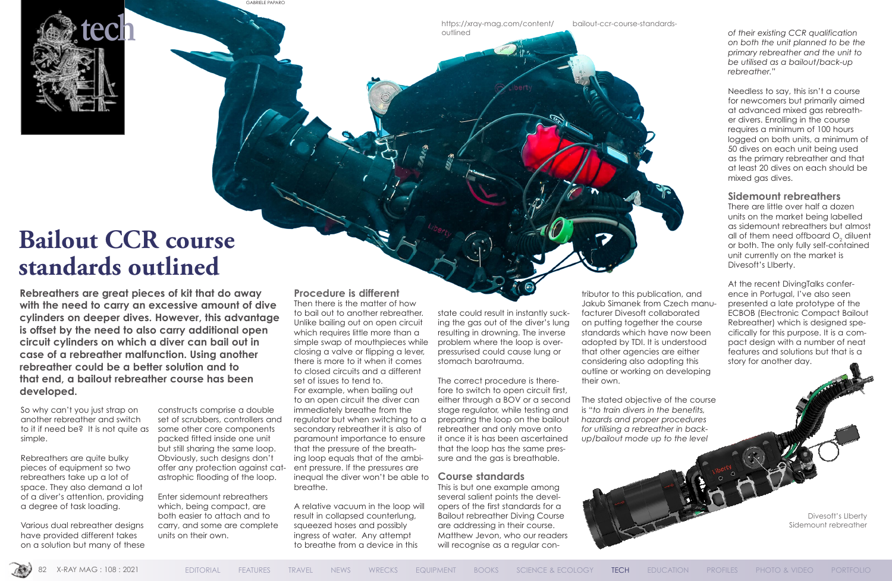tech

# Bailout CCR course standards outlined

**Rebreathers are great pieces of kit that do away with the need to carry an excessive amount of dive cylinders on deeper dives. However, this advantage is offset by the need to also carry additional open circuit cylinders on which a diver can bail out in case of a rebreather malfunction. Using another rebreather could be a better solution and to that end, a bailout rebreather course has been developed.**

So why can't you just strap on another rebreather and switch to it if need be? It is not quite as simple.

Rebreathers are quite bulky pieces of equipment so two rebreathers take up a lot of space. They also demand a lot of a diver's attention, providing a degree of task loading.

Various dual rebreather designs have provided different takes on a solution but many of these constructs comprise a double set of scrubbers, controllers and some other core components packed fitted inside one unit but still sharing the same loop. Obviously, such designs don't offer any protection against catastrophic flooding of the loop.

Enter sidemount rebreathers which, being compact, are both easier to attach and to carry, and some are complete units on their own.

## Procedure is different

Then there is the matter of how to bail out to another rebreather. Unlike bailing out on open circuit which requires little more than a simple swap of mouthpieces while closing a valve or flipping a lever, there is more to it when it comes to closed circuits and a different set of issues to tend to.

For example, when bailing out to an open circuit the diver can immediately breathe from the regulator but when switching to a secondary rebreather it is also of paramount importance to ensure that the pressure of the breathing loop equals that of the ambient pressure. If the pressures are inequal the diver won't be able to breathe.

A relative vacuum in the loop will result in collapsed counterlung, squeezed hoses and possibly ingress of water. Any attempt to breathe from a device in this state could result in instantly sucking the gas out of the diver's lung resulting in drowning. The inverse problem where the loop is overpressurised could cause lung or stomach barotrauma.

The correct procedure is therefore to switch to open circuit first, either through a BOV or a second stage regulator, while testing and preparing the loop on the bailout rebreather and only move onto it once it is has been ascertained that the loop has the same pressure and the gas is breathable.

## Course standards

This is but one example among several salient points the developers of the first standards for a Bailout rebreather Diving Course are addressing in their course. Matthew Jevon, who our readers will recognise as a regular contributor to this publication, and Jakub Simanek from Czech manufacturer Divesoft collaborated on putting together the course standards which have now been adopted by TDI. It is understood that other agencies are either considering also adopting this outline or working on developing their own.

The stated objective of the course is "*to train divers in the benefits, hazards and proper procedures for utilising a rebreather in back-up/bailout mode up to the level of their existing CCR qualification on both the unit planned to be the primary rebreather and the unit to be utilised as a bailout/back-up rebreather.*"

Needless to say, this isn't a course for newcomers but primarily aimed at advanced mixed gas rebreather divers. Enrolling in the course requires a minimum of 100 hours logged on both units, a minimum of 50 dives on each unit being used as the primary rebreather and that at least 20 dives on each should be mixed gas dives.

## Sidemount rebreathers

There are little over half a dozen units on the market being labelled as sidemount rebreathers but almost all of them need offboard $O_2$ diluent or both. The only fully self-contained unit currently on the market is Divesoft's Liberty.

At the recent DivingTalks conference in Portugal, I've also seen presented a late prototype of the ECBOB (Electronic Compact Bailout Rebreather) which is designed specifically for this purpose. It is a compact design with a number of neat features and solutions but that is a story for another day.

https://xray-mag.com/content/bailout-ccr-course-standards-outlined

Divesoft's Liberty Sidemount rebreather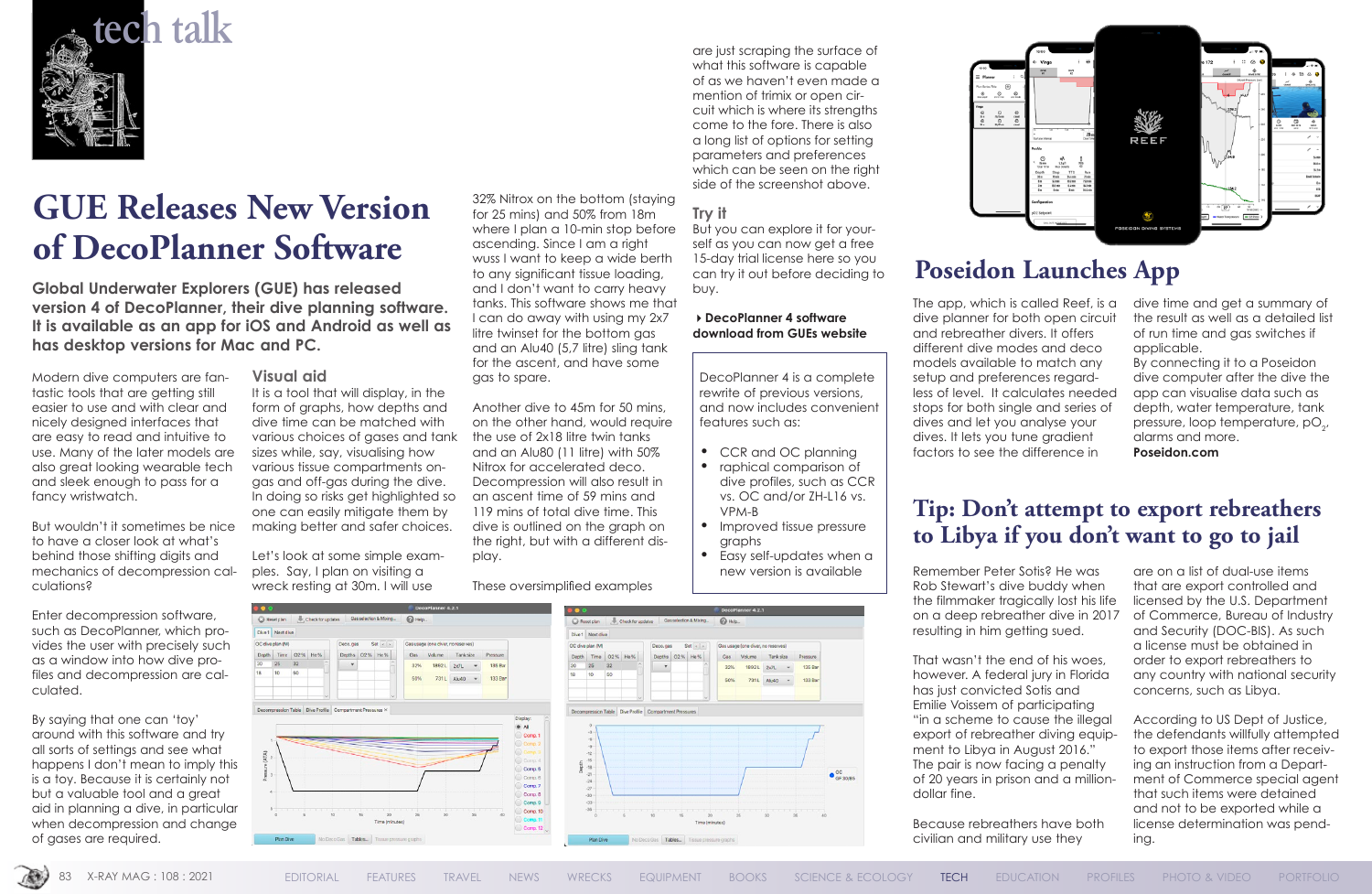# GUE Releases New Version of DecoPlanner Software

**Global Underwater Explorers (GUE) has released version 4 of DecoPlanner, their dive planning software. It is available as an app for iOS and Android as well as has desktop versions for Mac and PC.**

Modern dive computers are fantastic tools that are getting still easier to use and with clear and nicely designed interfaces that are easy to read and intuitive to use. Many of the later models are also great looking wearable tech and sleek enough to pass for a fancy wristwatch.

But wouldn't it sometimes be nice to have a closer look at what's behind those shifting digits and mechanics of decompression calculations?

Enter decompression software, such as DecoPlanner, which provides the user with precisely such as a window into how dive profiles and decompression are calculated.

By saying that one can 'toy' around with this software and try all sorts of settings and see what happens I don't mean to imply this is a toy. Because it is certainly not but a valuable tool and a great aid in planning a dive, in particular when decompression and change of gases are required.

## Visual aid

It is a tool that will display, in the form of graphs, how depths and dive time can be matched with various choices of gases and tank sizes while, say, visualising how various tissue compartments on-gas and off-gas during the dive. In doing so risks get highlighted so one can easily mitigate them by making better and safer choices.

Let's look at some simple examples. Say, I plan on visiting a wreck resting at 30m. I will use 32% Nitrox on the bottom (staying for 25 mins) and 50% from 18m where I plan a 10-min stop before ascending. Since I am a right wuss I want to keep a wide berth to any significant tissue loading, and I don't want to carry heavy tanks. This software shows me that I can do away with using my 2x7 litre twinset for the bottom gas and an Alu40 (5,7 litre) sling tank for the ascent, and have some gas to spare.

Another dive to 45m for 50 mins, on the other hand, would require the use of 2x18 litre twin tanks and an Alu80 (11 litre) with 50% Nitrox for accelerated deco. Decompression will also result in an ascent time of 59 mins and 119 mins of total dive time. This dive is outlined on the graph on the right, but with a different display.

These oversimplified examples are just scraping the surface of what this software is capable of as we haven't even made a mention of trimix or open circuit which is where its strengths come to the fore. There is also a long list of options for setting parameters and preferences which can be seen on the right side of the screenshot above.

## Try it

But you can explore it for yourself as you can now get a free 15-day trial license here so you can try it out before deciding to buy.

**DecoPlanner 4 software download from GUEs website**

DecoPlanner 4 is a complete rewrite of previous versions, and now includes convenient features such as:

- CCR and OC planning
- raphical comparison of dive profiles, such as CCR vs. OC and/or ZH-L16 vs. VPM-B
- Improved tissue pressure graphs
- Easy-updates when a new version is available

# Poseidon Launches App

The app, which is called Reef, is a dive planner for both open circuit and rebreather divers. It offers different dive modes and deco models available to match any setup and preferences regardless of level. It calculates needed stops for both single and series of dives and let you analyse your dives. It lets you tune gradient factors to see the difference in dive time and get a summary of the result as well as a detailed list of run time and gas switches if applicable.

By connecting it to a Poseidon dive computer after the dive the app can visualise data such as depth, water temperature, tank pressure, loop temperature, $pO_2$, alarms and more.

**Poseidon.com**

# Tip: Don't attempt to export rebreathers to Libya if you don't want to go to jail

Remember Peter Sotis? He was Rob Stewart's dive buddy when the filmmaker tragically lost his life on a deep rebreather dive in 2017 resulting in him getting sued.

That wasn't the end of his woes, however. A federal jury in Florida has just convicted Sotis and Emilie Voissem of participating "in a scheme to cause the illegal export of rebreather diving equipment to Libya in August 2016." The pair is now facing a penalty of 20 years in prison and a million-dollar fine.

Because rebreathers have both civilian and military use they are on a list of dual-use items that are export controlled and licensed by the U.S. Department of Commerce, Bureau of Industry and Security (DOC-BIS). As such a license must be obtained in order to export rebreathers to any country with national security concerns, such as Libya.

According to US Dept of Justice, the defendants willfully attempted to export those items after receiving an instruction from a Department of Commerce special agent that such items were detained and not to be exported while a license determination was pending.